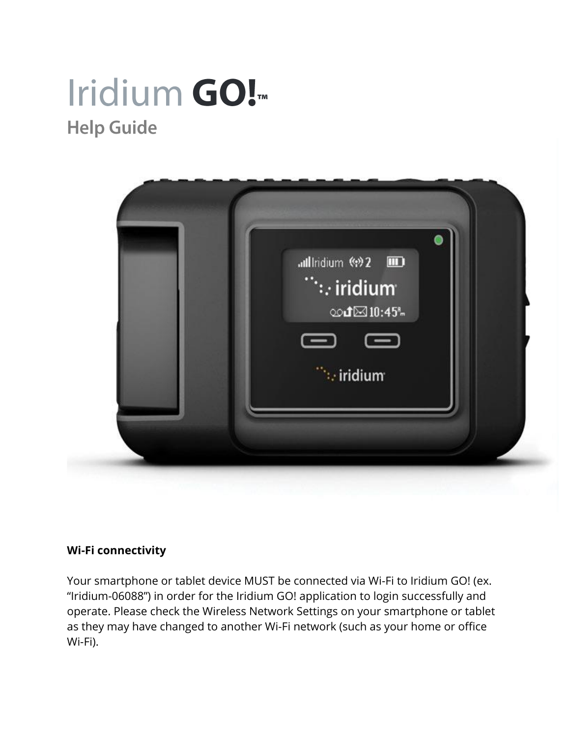# Iridium GO!™

## Help Guide

**Wi-Fi connectivity**

Your smartphone or tablet device MUST be connected via Wi-Fi to Iridium GO! (ex. “Iridium-06088”) in order for the Iridium GO! application to login successfully and operate. Please check the Wireless Network Settings on your smartphone or tablet as they may have changed to another Wi-Fi network (such as your home or office Wi-Fi).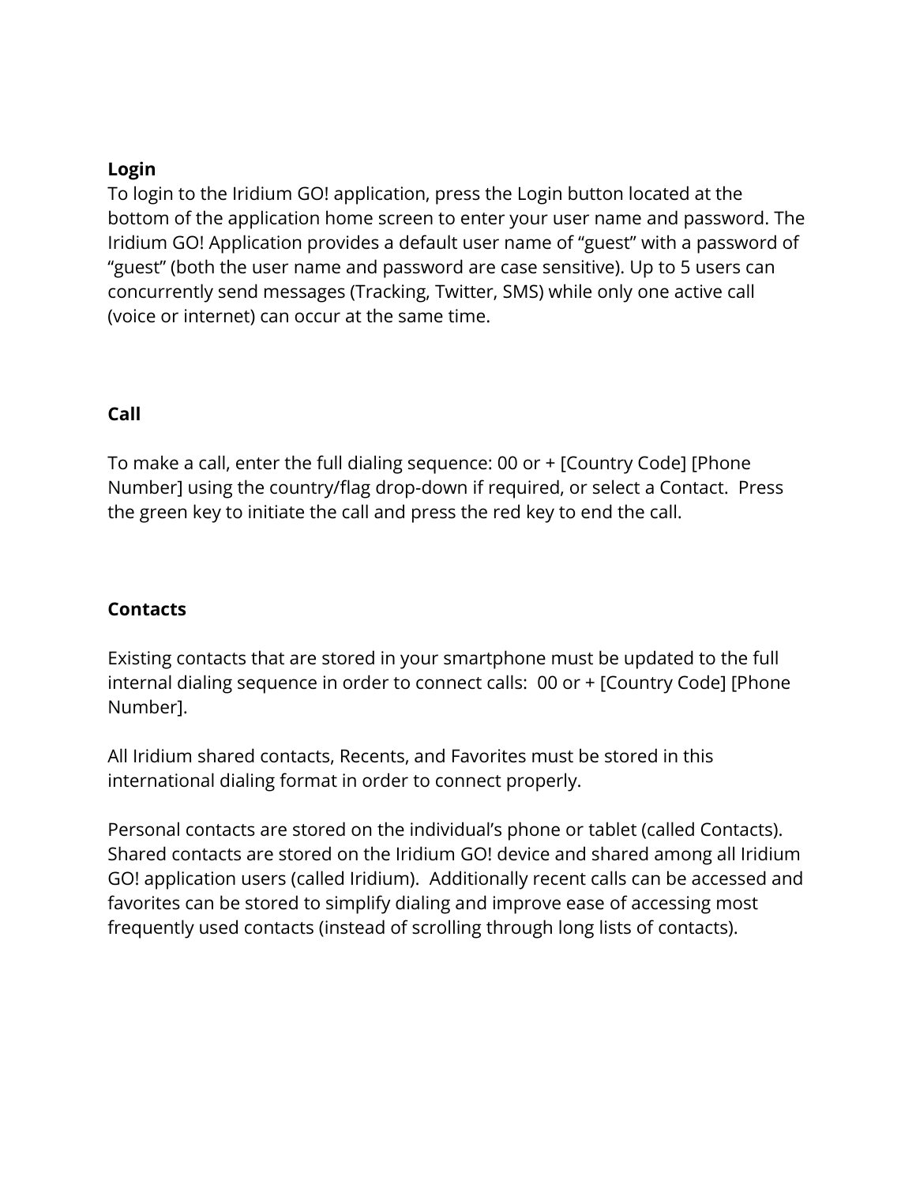**Login**

To login to the Iridium GO! application, press the Login button located at the bottom of the application home screen to enter your user name and password. The Iridium GO! Application provides a default user name of "guest" with a password of "guest" (both the user name and password are case sensitive). Up to 5 users can concurrently send messages (Tracking, Twitter, SMS) while only one active call (voice or internet) can occur at the same time.

**Call**

To make a call, enter the full dialing sequence: 00 or + [Country Code] [Phone Number] using the country/flag drop-down if required, or select a Contact.  Press the green key to initiate the call and press the red key to end the call.

**Contacts**

Existing contacts that are stored in your smartphone must be updated to the full internal dialing sequence in order to connect calls:  00 or + [Country Code] [Phone Number].

All Iridium shared contacts, Recents, and Favorites must be stored in this international dialing format in order to connect properly.

Personal contacts are stored on the individual's phone or tablet (called Contacts). Shared contacts are stored on the Iridium GO! device and shared among all Iridium GO! application users (called Iridium).  Additionally recent calls can be accessed and favorites can be stored to simplify dialing and improve ease of accessing most frequently used contacts (instead of scrolling through long lists of contacts).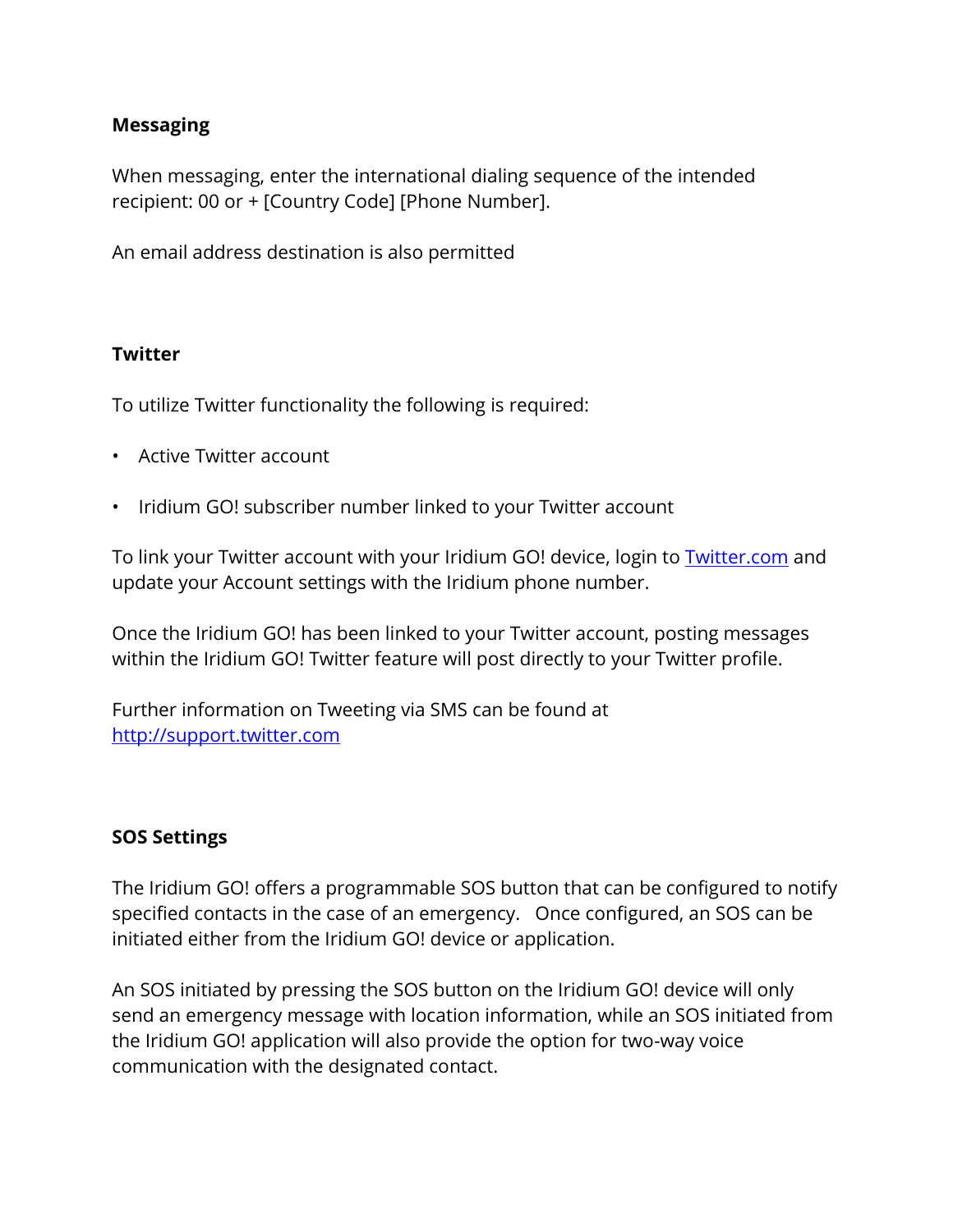**Messaging**

When messaging, enter the international dialing sequence of the intended recipient: 00 or + [Country Code] [Phone Number].

An email address destination is also permitted

**Twitter**

To utilize Twitter functionality the following is required:

- Active Twitter account
- Iridium GO! subscriber number linked to your Twitter account

To link your Twitter account with your Iridium GO! device, login to [Twitter.com](Twitter.com) and update your Account settings with the Iridium phone number.

Once the Iridium GO! has been linked to your Twitter account, posting messages within the Iridium GO! Twitter feature will post directly to your Twitter profile.

Further information on Tweeting via SMS can be found at [http://support.twitter.com](http://support.twitter.com)

**SOS Settings**

The Iridium GO! offers a programmable SOS button that can be configured to notify specified contacts in the case of an emergency. Once configured, an SOS can be initiated either from the Iridium GO! device or application.

An SOS initiated by pressing the SOS button on the Iridium GO! device will only send an emergency message with location information, while an SOS initiated from the Iridium GO! application will also provide the option for two-way voice communication with the designated contact.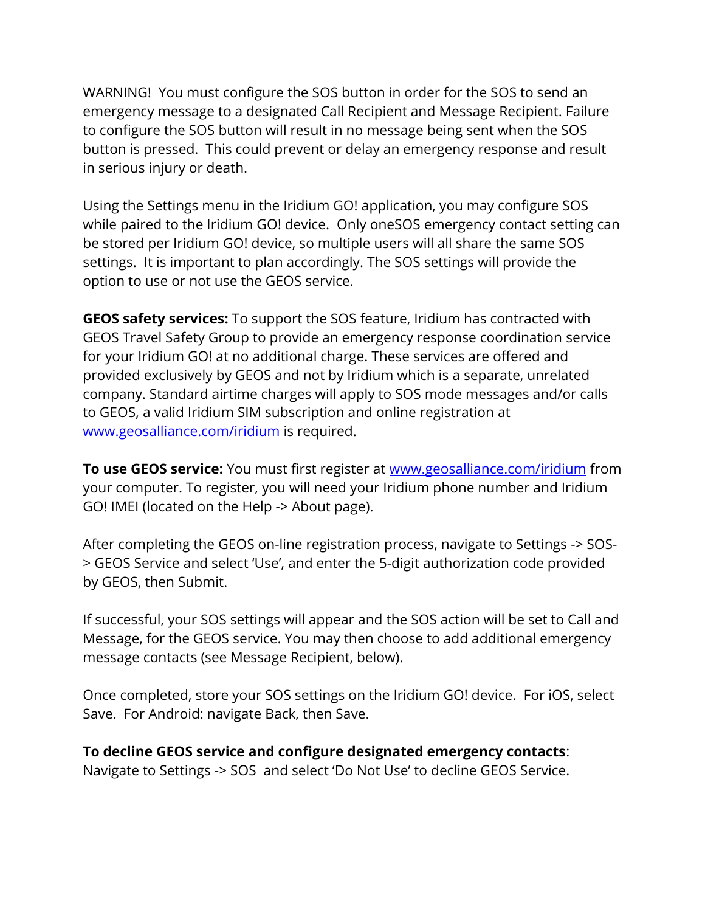WARNING! You must configure the SOS button in order for the SOS to send an emergency message to a designated Call Recipient and Message Recipient. Failure to configure the SOS button will result in no message being sent when the SOS button is pressed. This could prevent or delay an emergency response and result in serious injury or death.

Using the Settings menu in the Iridium GO! application, you may configure SOS while paired to the Iridium GO! device. Only oneSOS emergency contact setting can be stored per Iridium GO! device, so multiple users will all share the same SOS settings. It is important to plan accordingly. The SOS settings will provide the option to use or not use the GEOS service.

**GEOS safety services:** To support the SOS feature, Iridium has contracted with GEOS Travel Safety Group to provide an emergency response coordination service for your Iridium GO! at no additional charge. These services are offered and provided exclusively by GEOS and not by Iridium which is a separate, unrelated company. Standard airtime charges will apply to SOS mode messages and/or calls to GEOS, a valid Iridium SIM subscription and online registration at [www.geosalliance.com/iridium](http://www.geosalliance.com/iridium) is required.

**To use GEOS service:** You must first register at [www.geosalliance.com/iridium](http://www.geosalliance.com/iridium) from your computer. To register, you will need your Iridium phone number and Iridium GO! IMEI (located on the Help -> About page).

After completing the GEOS on-line registration process, navigate to Settings -> SOS-> GEOS Service and select 'Use', and enter the 5-digit authorization code provided by GEOS, then Submit.

If successful, your SOS settings will appear and the SOS action will be set to Call and Message, for the GEOS service. You may then choose to add additional emergency message contacts (see Message Recipient, below).

Once completed, store your SOS settings on the Iridium GO! device. For iOS, select Save. For Android: navigate Back, then Save.

**To decline GEOS service and configure designated emergency contacts**: Navigate to Settings -> SOS and select 'Do Not Use' to decline GEOS Service.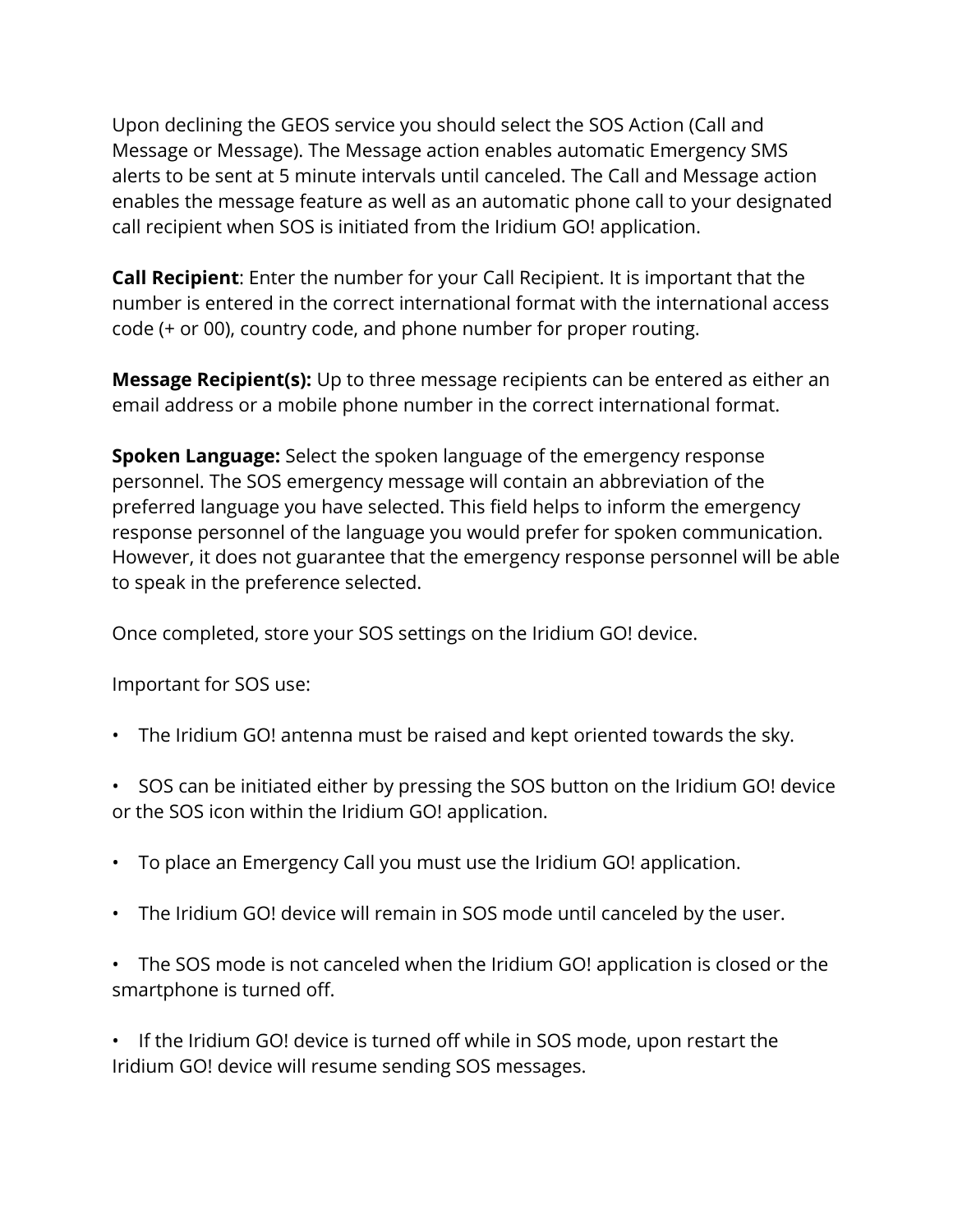Upon declining the GEOS service you should select the SOS Action (Call and Message or Message). The Message action enables automatic Emergency SMS alerts to be sent at 5 minute intervals until canceled. The Call and Message action enables the message feature as well as an automatic phone call to your designated call recipient when SOS is initiated from the Iridium GO! application.

**Call Recipient**: Enter the number for your Call Recipient. It is important that the number is entered in the correct international format with the international access code (+ or 00), country code, and phone number for proper routing.

**Message Recipient(s):** Up to three message recipients can be entered as either an email address or a mobile phone number in the correct international format.

**Spoken Language:** Select the spoken language of the emergency response personnel. The SOS emergency message will contain an abbreviation of the preferred language you have selected. This field helps to inform the emergency response personnel of the language you would prefer for spoken communication. However, it does not guarantee that the emergency response personnel will be able to speak in the preference selected.

Once completed, store your SOS settings on the Iridium GO! device.

Important for SOS use:

- The Iridium GO! antenna must be raised and kept oriented towards the sky.
- SOS can be initiated either by pressing the SOS button on the Iridium GO! device or the SOS icon within the Iridium GO! application.
- To place an Emergency Call you must use the Iridium GO! application.
- The Iridium GO! device will remain in SOS mode until canceled by the user.
- The SOS mode is not canceled when the Iridium GO! application is closed or the smartphone is turned off.
- If the Iridium GO! device is turned off while in SOS mode, upon restart the Iridium GO! device will resume sending SOS messages.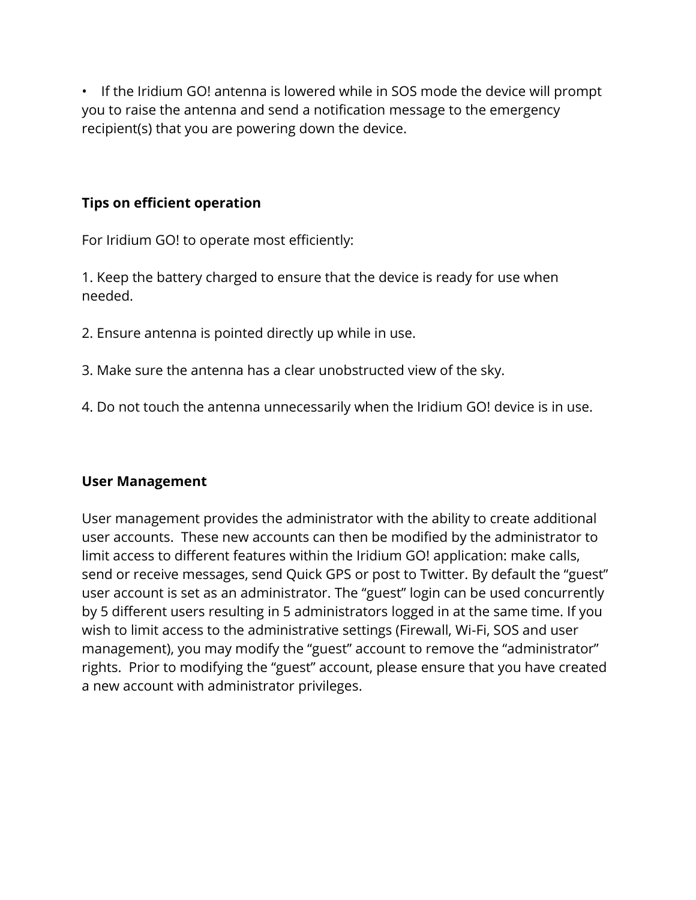- If the Iridium GO! antenna is lowered while in SOS mode the device will prompt you to raise the antenna and send a notification message to the emergency recipient(s) that you are powering down the device.

**Tips on efficient operation**

For Iridium GO! to operate most efficiently:

1. Keep the battery charged to ensure that the device is ready for use when needed.

2. Ensure antenna is pointed directly up while in use.

3. Make sure the antenna has a clear unobstructed view of the sky.

4. Do not touch the antenna unnecessarily when the Iridium GO! device is in use.

**User Management**

User management provides the administrator with the ability to create additional user accounts. These new accounts can then be modified by the administrator to limit access to different features within the Iridium GO! application: make calls, send or receive messages, send Quick GPS or post to Twitter. By default the "guest" user account is set as an administrator. The "guest" login can be used concurrently by 5 different users resulting in 5 administrators logged in at the same time. If you wish to limit access to the administrative settings (Firewall, Wi-Fi, SOS and user management), you may modify the "guest" account to remove the "administrator" rights. Prior to modifying the "guest" account, please ensure that you have created a new account with administrator privileges.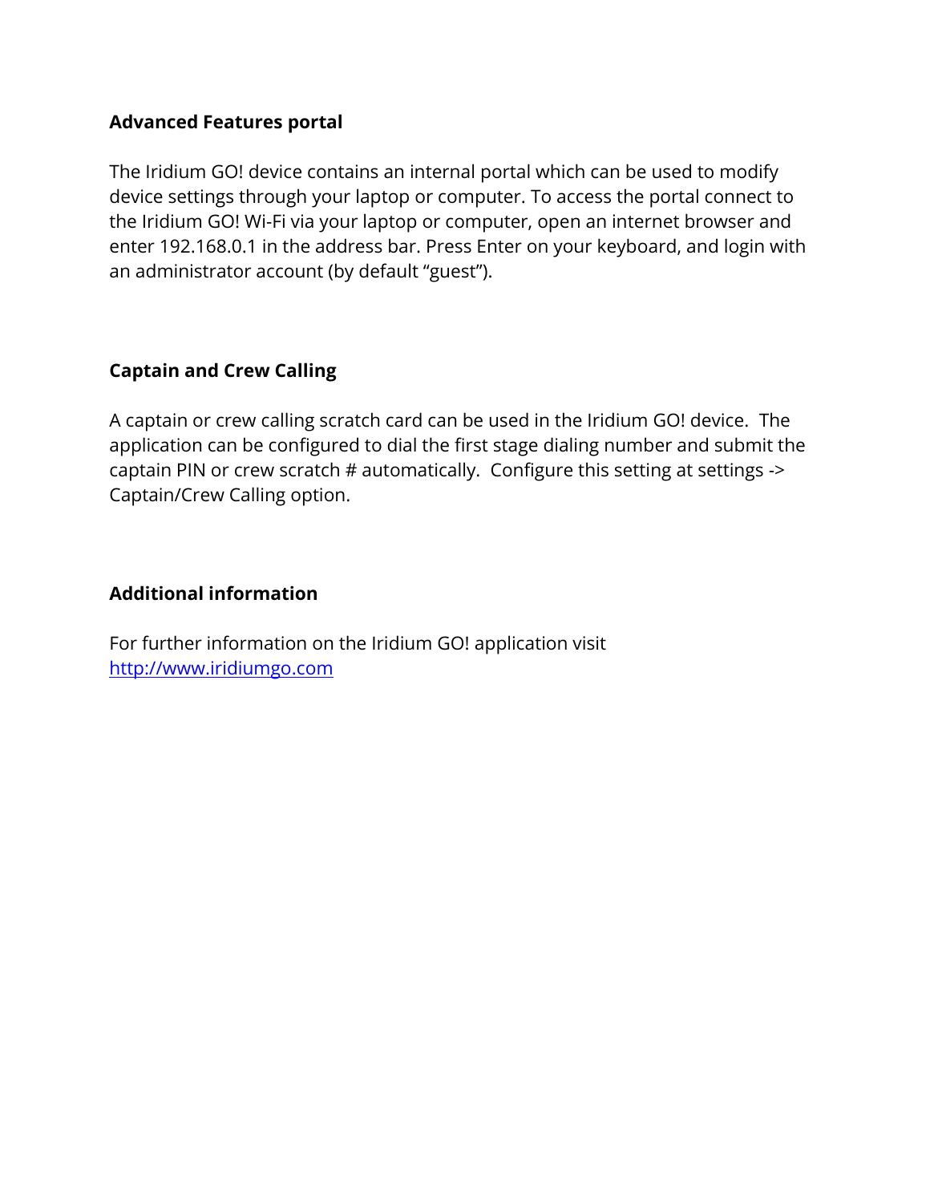**Advanced Features portal**

The Iridium GO! device contains an internal portal which can be used to modify device settings through your laptop or computer. To access the portal connect to the Iridium GO! Wi-Fi via your laptop or computer, open an internet browser and enter 192.168.0.1 in the address bar. Press Enter on your keyboard, and login with an administrator account (by default "guest").

**Captain and Crew Calling**

A captain or crew calling scratch card can be used in the Iridium GO! device. The application can be configured to dial the first stage dialing number and submit the captain PIN or crew scratch # automatically. Configure this setting at settings -> Captain/Crew Calling option.

**Additional information**

For further information on the Iridium GO! application visit [http://www.iridiumgo.com](http://www.iridiumgo.com)